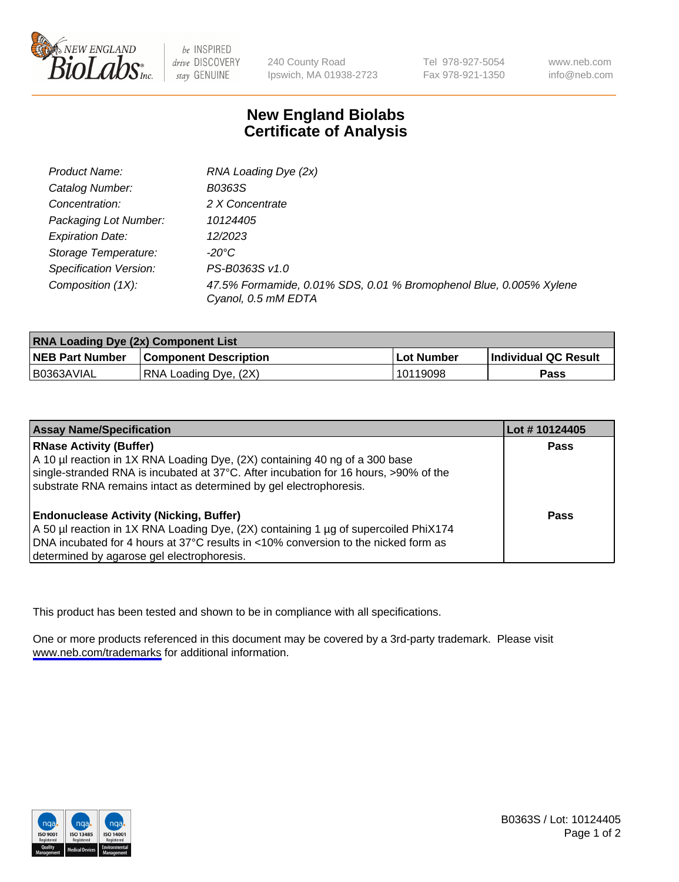# New England Biolabs Certificate of Analysis

| | |
|---|---|
| Product Name: | RNA Loading Dye (2x) |
| Catalog Number: | B0363S |
| Concentration: | 2 X Concentrate |
| Packaging Lot Number: | 10124405 |
| Expiration Date: | 12/2023 |
| Storage Temperature: | -20°C |
| Specification Version: | PS-B0363S v1.0 |
| Composition (1X): | 47.5% Formamide, 0.01% SDS, 0.01 % Bromophenol Blue, 0.005% Xylene Cyanol, 0.5 mM EDTA |

| RNA Loading Dye (2x) Component List | | | |
|---|---|---|---|
| **NEB Part Number** | **Component Description** | **Lot Number** | **Individual QC Result** |
| B0363AVIAL | RNA Loading Dye, (2X) | 10119098 | **Pass** |

| Assay Name/Specification | Lot # 10124405 |
|---|---|
| **RNase Activity (Buffer)**<br>A 10 µl reaction in 1X RNA Loading Dye, (2X) containing 40 ng of a 300 base single-stranded RNA is incubated at 37°C. After incubation for 16 hours, >90% of the substrate RNA remains intact as determined by gel electrophoresis. | **Pass** |
| **Endonuclease Activity (Nicking, Buffer)**<br>A 50 µl reaction in 1X RNA Loading Dye, (2X) containing 1 µg of supercoiled PhiX174 DNA incubated for 4 hours at 37°C results in <10% conversion to the nicked form as determined by agarose gel electrophoresis. | **Pass** |

This product has been tested and shown to be in compliance with all specifications.

One or more products referenced in this document may be covered by a 3rd-party trademark. Please visit www.neb.com/trademarks for additional information.

B0363S / Lot: 10124405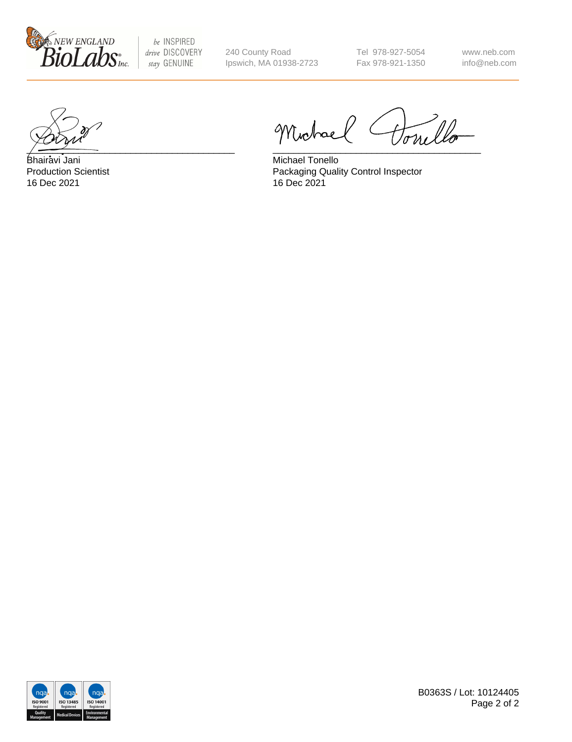Bhairavi Jani
Production Scientist
16 Dec 2021

Michael Tonello
Packaging Quality Control Inspector
16 Dec 2021

B0363S / Lot: 10124405